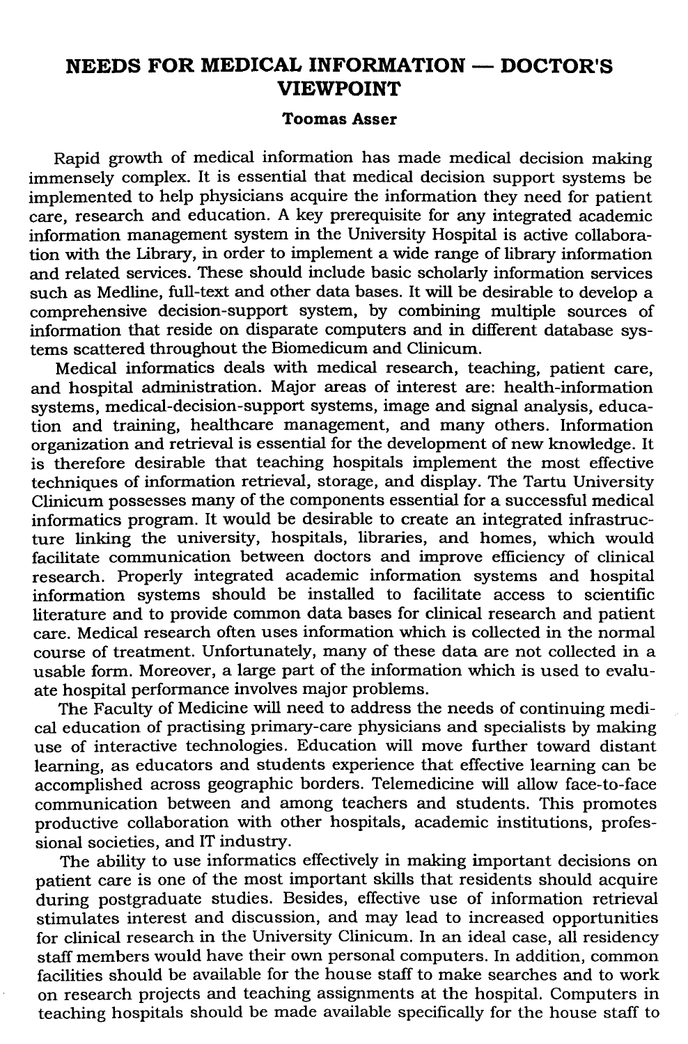# NEEDS FOR MEDICAL INFORMATION — DOCTOR'S VIEWPOINT

**Toomas Asser**

Rapid growth of medical information has made medical decision making immensely complex. It is essential that medical decision support systems be implemented to help physicians acquire the information they need for patient care, research and education. A key prerequisite for any integrated academic information management system in the University Hospital is active collaboration with the Library, in order to implement a wide range of library information and related services. These should include basic scholarly information services such as Medline, full-text and other data bases. It will be desirable to develop a comprehensive decision-support system, by combining multiple sources of information that reside on disparate computers and in different database systems scattered throughout the Biomedicum and Clinicum.

Medical informatics deals with medical research, teaching, patient care, and hospital administration. Major areas of interest are: health-information systems, medical-decision-support systems, image and signal analysis, education and training, healthcare management, and many others. Information organization and retrieval is essential for the development of new knowledge. It is therefore desirable that teaching hospitals implement the most effective techniques of information retrieval, storage, and display. The Tartu University Clinicum possesses many of the components essential for a successful medical informatics program. It would be desirable to create an integrated infrastructure linking the university, hospitals, libraries, and homes, which would facilitate communication between doctors and improve efficiency of clinical research. Properly integrated academic information systems and hospital information systems should be installed to facilitate access to scientific literature and to provide common data bases for clinical research and patient care. Medical research often uses information which is collected in the normal course of treatment. Unfortunately, many of these data are not collected in a usable form. Moreover, a large part of the information which is used to evaluate hospital performance involves major problems.

The Faculty of Medicine will need to address the needs of continuing medical education of practising primary-care physicians and specialists by making use of interactive technologies. Education will move further toward distant learning, as educators and students experience that effective learning can be accomplished across geographic borders. Telemedicine will allow face-to-face communication between and among teachers and students. This promotes productive collaboration with other hospitals, academic institutions, professional societies, and IT industry.

The ability to use informatics effectively in making important decisions on patient care is one of the most important skills that residents should acquire during postgraduate studies. Besides, effective use of information retrieval stimulates interest and discussion, and may lead to increased opportunities for clinical research in the University Clinicum. In an ideal case, all residency staff members would have their own personal computers. In addition, common facilities should be available for the house staff to make searches and to work on research projects and teaching assignments at the hospital. Computers in teaching hospitals should be made available specifically for the house staff to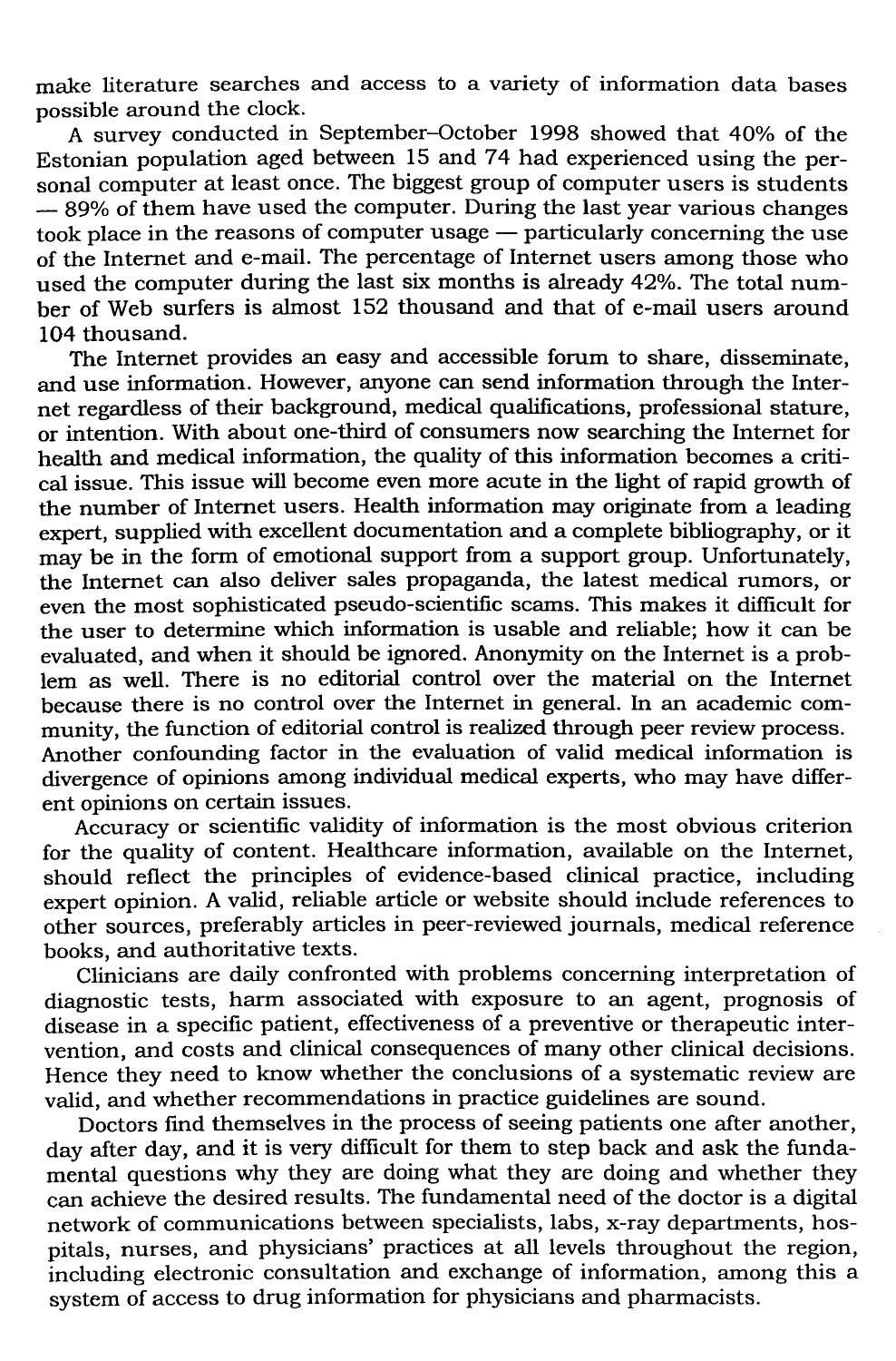make literature searches and access to a variety of information data bases possible around the clock.

A survey conducted in September–October 1998 showed that 40% of the Estonian population aged between 15 and 74 had experienced using the personal computer at least once. The biggest group of computer users is students — 89% of them have used the computer. During the last year various changes took place in the reasons of computer usage — particularly concerning the use of the Internet and e-mail. The percentage of Internet users among those who used the computer during the last six months is already 42%. The total number of Web surfers is almost 152 thousand and that of e-mail users around 104 thousand.

The Internet provides an easy and accessible forum to share, disseminate, and use information. However, anyone can send information through the Internet regardless of their background, medical qualifications, professional stature, or intention. With about one-third of consumers now searching the Internet for health and medical information, the quality of this information becomes a critical issue. This issue will become even more acute in the light of rapid growth of the number of Internet users. Health information may originate from a leading expert, supplied with excellent documentation and a complete bibliography, or it may be in the form of emotional support from a support group. Unfortunately, the Internet can also deliver sales propaganda, the latest medical rumors, or even the most sophisticated pseudo-scientific scams. This makes it difficult for the user to determine which information is usable and reliable; how it can be evaluated, and when it should be ignored. Anonymity on the Internet is a problem as well. There is no editorial control over the material on the Internet because there is no control over the Internet in general. In an academic community, the function of editorial control is realized through peer review process. Another confounding factor in the evaluation of valid medical information is divergence of opinions among individual medical experts, who may have different opinions on certain issues.

Accuracy or scientific validity of information is the most obvious criterion for the quality of content. Healthcare information, available on the Internet, should reflect the principles of evidence-based clinical practice, including expert opinion. A valid, reliable article or website should include references to other sources, preferably articles in peer-reviewed journals, medical reference books, and authoritative texts.

Clinicians are daily confronted with problems concerning interpretation of diagnostic tests, harm associated with exposure to an agent, prognosis of disease in a specific patient, effectiveness of a preventive or therapeutic intervention, and costs and clinical consequences of many other clinical decisions. Hence they need to know whether the conclusions of a systematic review are valid, and whether recommendations in practice guidelines are sound.

Doctors find themselves in the process of seeing patients one after another, day after day, and it is very difficult for them to step back and ask the fundamental questions why they are doing what they are doing and whether they can achieve the desired results. The fundamental need of the doctor is a digital network of communications between specialists, labs, x-ray departments, hospitals, nurses, and physicians' practices at all levels throughout the region, including electronic consultation and exchange of information, among this a system of access to drug information for physicians and pharmacists.